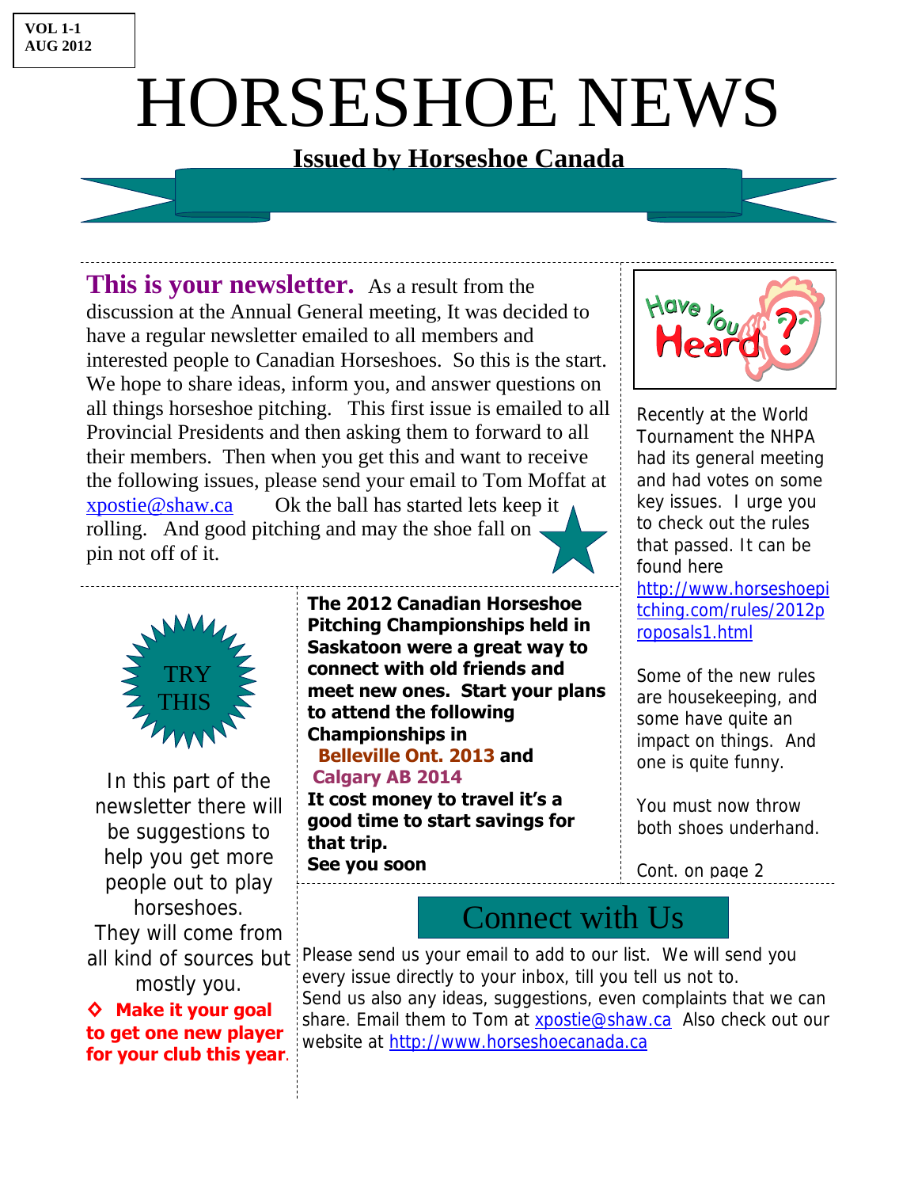VOL 1-1
AUG 2012

# HORSESHOE NEWS

**Issued by Horseshoe Canada**

**This is your newsletter.** As a result from the discussion at the Annual General meeting, It was decided to have a regular newsletter emailed to all members and interested people to Canadian Horseshoes. So this is the start. We hope to share ideas, inform you, and answer questions on all things horseshoe pitching. This first issue is emailed to all Provincial Presidents and then asking them to forward to all their members. Then when you get this and want to receive the following issues, please send your email to Tom Moffat at xpostie@shaw.ca Ok the ball has started lets keep it rolling. And good pitching and may the shoe fall on pin not off of it.

## Have You Heard?

Recently at the World Tournament the NHPA had its general meeting and had votes on some key issues. I urge you to check out the rules that passed. It can be found here http://www.horseshoepitching.com/rules/2012proposals1.html

Some of the new rules are housekeeping, and some have quite an impact on things. And one is quite funny.

You must now throw both shoes underhand.

Cont. on page 2

## TRY THIS

In this part of the newsletter there will be suggestions to help you get more people out to play horseshoes. They will come from all kind of sources but mostly you.

◇ **Make it your goal to get one new player for your club this year**.

**The 2012 Canadian Horseshoe Pitching Championships held in Saskatoon were a great way to connect with old friends and meet new ones. Start your plans to attend the following Championships in Belleville Ont. 2013 and Calgary AB 2014**
**It cost money to travel it's a good time to start savings for that trip.**
**See you soon**

## Connect with Us

Please send us your email to add to our list. We will send you every issue directly to your inbox, till you tell us not to.
Send us also any ideas, suggestions, even complaints that we can share. Email them to Tom at xpostie@shaw.ca Also check out our website at http://www.horseshoecanada.ca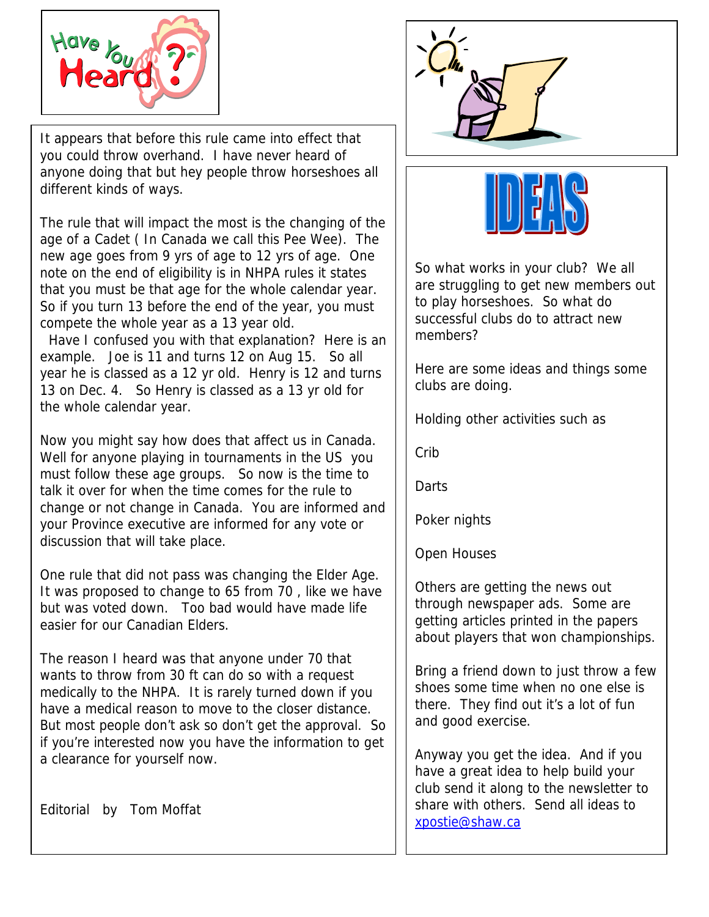# Have You Heard?

It appears that before this rule came into effect that you could throw overhand. I have never heard of anyone doing that but hey people throw horseshoes all different kinds of ways.

The rule that will impact the most is the changing of the age of a Cadet ( In Canada we call this Pee Wee). The new age goes from 9 yrs of age to 12 yrs of age. One note on the end of eligibility is in NHPA rules it states that you must be that age for the whole calendar year. So if you turn 13 before the end of the year, you must compete the whole year as a 13 year old.

Have I confused you with that explanation? Here is an example. Joe is 11 and turns 12 on Aug 15. So all year he is classed as a 12 yr old. Henry is 12 and turns 13 on Dec. 4. So Henry is classed as a 13 yr old for the whole calendar year.

Now you might say how does that affect us in Canada. Well for anyone playing in tournaments in the US you must follow these age groups. So now is the time to talk it over for when the time comes for the rule to change or not change in Canada. You are informed and your Province executive are informed for any vote or discussion that will take place.

One rule that did not pass was changing the Elder Age. It was proposed to change to 65 from 70 , like we have but was voted down. Too bad would have made life easier for our Canadian Elders.

The reason I heard was that anyone under 70 that wants to throw from 30 ft can do so with a request medically to the NHPA. It is rarely turned down if you have a medical reason to move to the closer distance. But most people don't ask so don't get the approval. So if you're interested now you have the information to get a clearance for yourself now.

Editorial by Tom Moffat

# IDEAS

So what works in your club? We all are struggling to get new members out to play horseshoes. So what do successful clubs do to attract new members?

Here are some ideas and things some clubs are doing.

Holding other activities such as

Crib

Darts

Poker nights

Open Houses

Others are getting the news out through newspaper ads. Some are getting articles printed in the papers about players that won championships.

Bring a friend down to just throw a few shoes some time when no one else is there. They find out it's a lot of fun and good exercise.

Anyway you get the idea. And if you have a great idea to help build your club send it along to the newsletter to share with others. Send all ideas to xpostie@shaw.ca